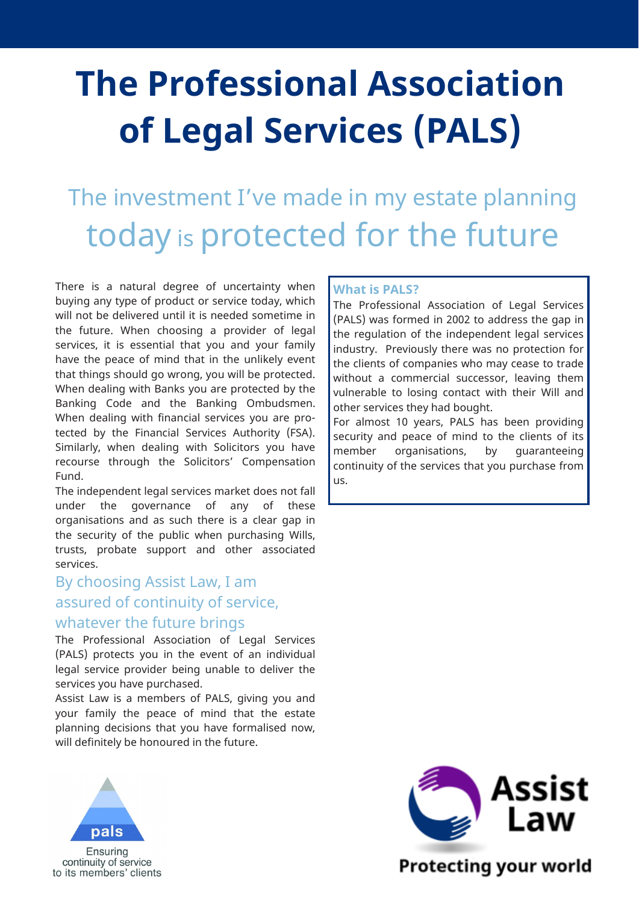# The Professional Association of Legal Services (PALS)

## The investment I've made in my estate planning today is protected for the future

There is a natural degree of uncertainty when buying any type of product or service today, which will not be delivered until it is needed sometime in the future. When choosing a provider of legal services, it is essential that you and your family have the peace of mind that in the unlikely event that things should go wrong, you will be protected. When dealing with Banks you are protected by the Banking Code and the Banking Ombudsmen. When dealing with financial services you are protected by the Financial Services Authority (FSA). Similarly, when dealing with Solicitors you have recourse through the Solicitors' Compensation Fund.

The independent legal services market does not fall under the governance of any of these organisations and as such there is a clear gap in the security of the public when purchasing Wills, trusts, probate support and other associated services.

### By choosing Assist Law, I am assured of continuity of service, whatever the future brings

The Professional Association of Legal Services (PALS) protects you in the event of an individual legal service provider being unable to deliver the services you have purchased.

Assist Law is a members of PALS, giving you and your family the peace of mind that the estate planning decisions that you have formalised now, will definitely be honoured in the future.

### What is PALS?

The Professional Association of Legal Services (PALS) was formed in 2002 to address the gap in the regulation of the independent legal services industry. Previously there was no protection for the clients of companies who may cease to trade without a commercial successor, leaving them vulnerable to losing contact with their Will and other services they had bought.

For almost 10 years, PALS has been providing security and peace of mind to the clients of its member organisations, by guaranteeing continuity of the services that you purchase from us.

pals

Ensuring continuity of service to its members' clients

Assist Law

Protecting your world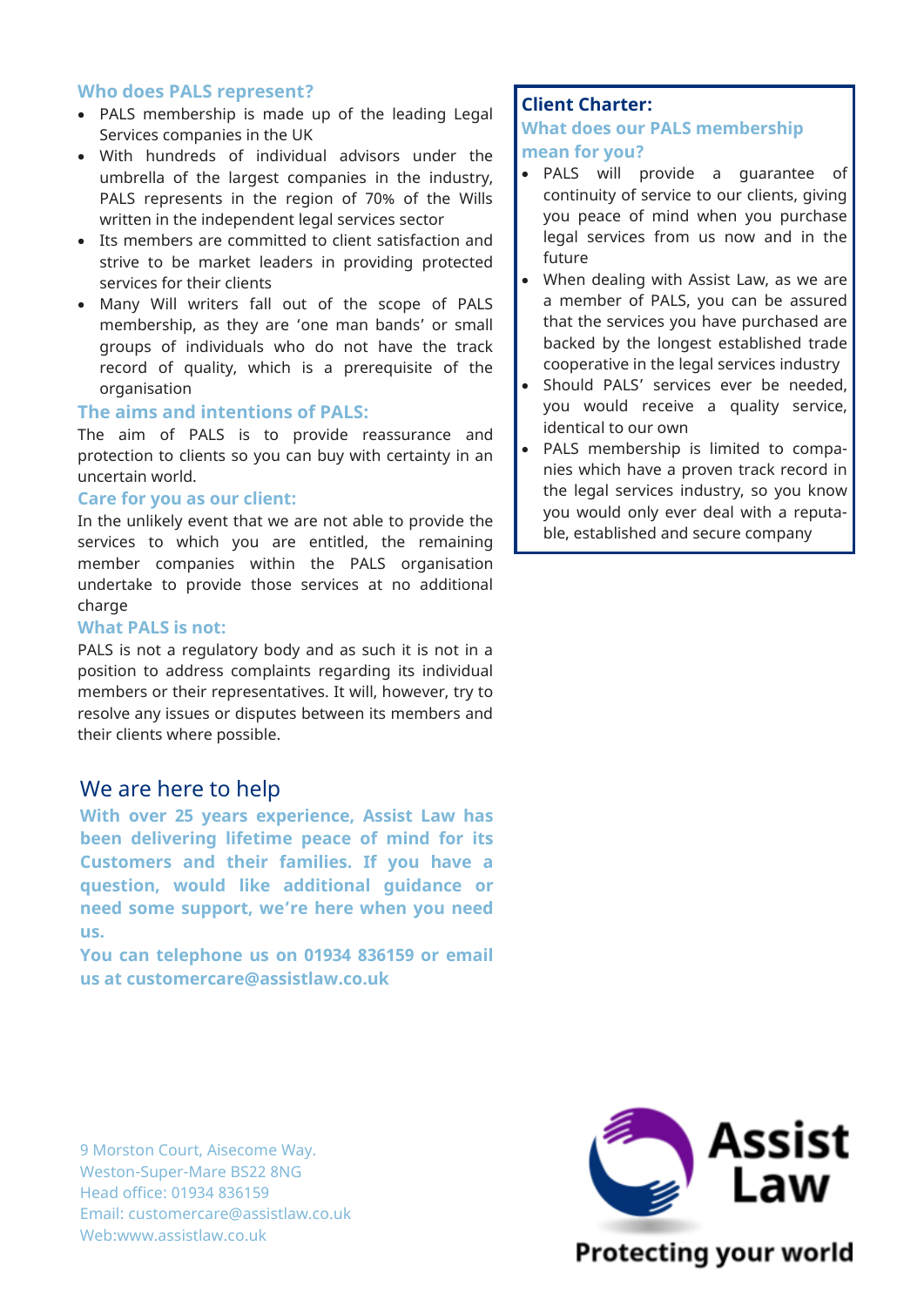### Who does PALS represent?

- PALS membership is made up of the leading Legal Services companies in the UK
- With hundreds of individual advisors under the umbrella of the largest companies in the industry, PALS represents in the region of 70% of the Wills written in the independent legal services sector
- Its members are committed to client satisfaction and strive to be market leaders in providing protected services for their clients
- Many Will writers fall out of the scope of PALS membership, as they are 'one man bands' or small groups of individuals who do not have the track record of quality, which is a prerequisite of the organisation

### The aims and intentions of PALS:

The aim of PALS is to provide reassurance and protection to clients so you can buy with certainty in an uncertain world.

### Care for you as our client:

In the unlikely event that we are not able to provide the services to which you are entitled, the remaining member companies within the PALS organisation undertake to provide those services at no additional charge

### What PALS is not:

PALS is not a regulatory body and as such it is not in a position to address complaints regarding its individual members or their representatives. It will, however, try to resolve any issues or disputes between its members and their clients where possible.

## We are here to help

**With over 25 years experience, Assist Law has been delivering lifetime peace of mind for its Customers and their families. If you have a question, would like additional guidance or need some support, we're here when you need us.**

**You can telephone us on 01934 836159 or email us at customercare@assistlaw.co.uk**

### Client Charter:

### What does our PALS membership mean for you?

- PALS will provide a guarantee of continuity of service to our clients, giving you peace of mind when you purchase legal services from us now and in the future
- When dealing with Assist Law, as we are a member of PALS, you can be assured that the services you have purchased are backed by the longest established trade cooperative in the legal services industry
- Should PALS' services ever be needed, you would receive a quality service, identical to our own
- PALS membership is limited to companies which have a proven track record in the legal services industry, so you know you would only ever deal with a reputable, established and secure company

9 Morston Court, Aisecome Way.
Weston-Super-Mare BS22 8NG
Head office: 01934 836159
Email: customercare@assistlaw.co.uk
Web:www.assistlaw.co.uk

Assist Law

Protecting your world